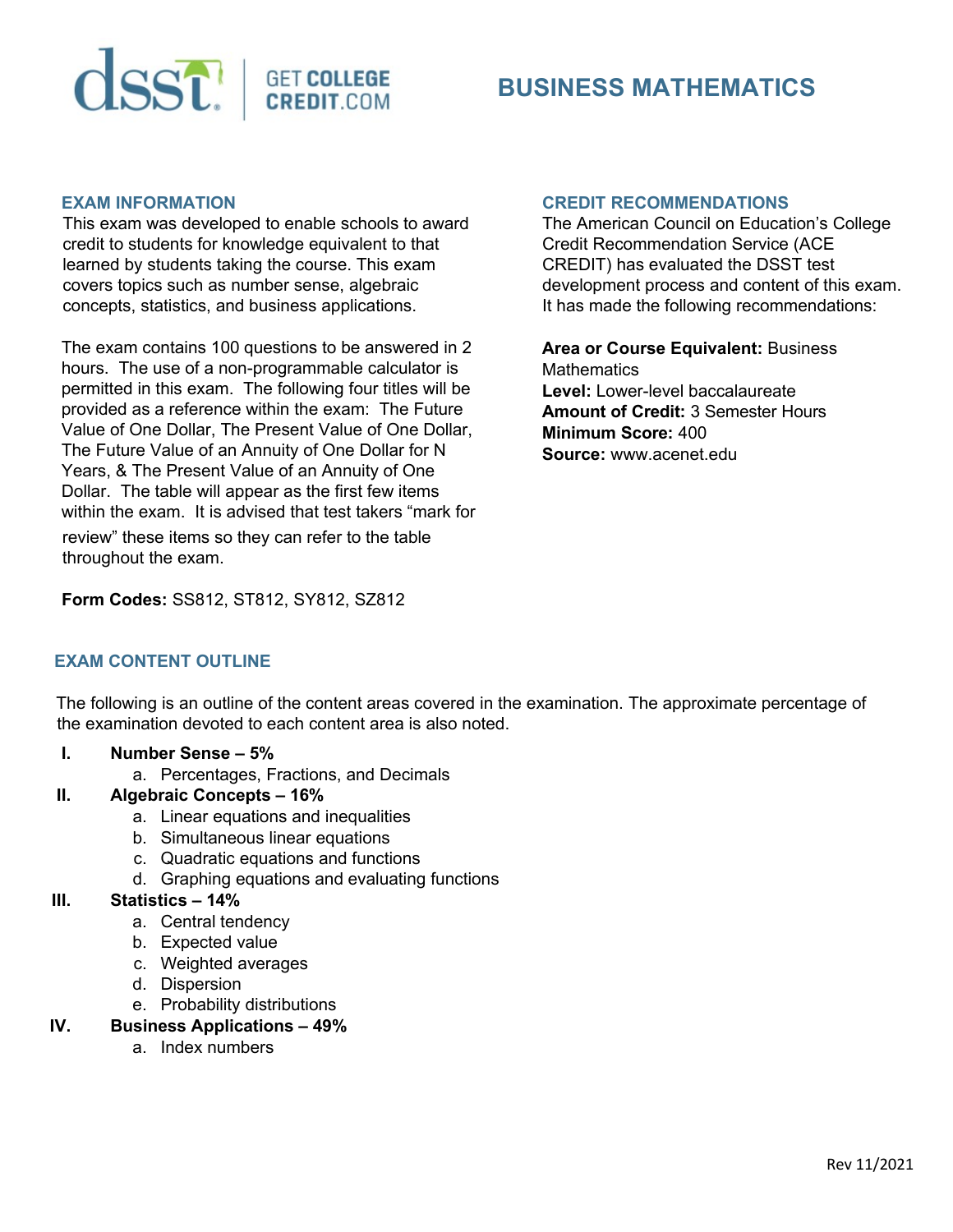# BUSINESS MATHEMATICS

## EXAM INFORMATION

This exam was developed to enable schools to award credit to students for knowledge equivalent to that learned by students taking the course. This exam covers topics such as number sense, algebraic concepts, statistics, and business applications.

The exam contains 100 questions to be answered in 2 hours. The use of a non-programmable calculator is permitted in this exam. The following four titles will be provided as a reference within the exam: The Future Value of One Dollar, The Present Value of One Dollar, The Future Value of an Annuity of One Dollar for N Years, & The Present Value of an Annuity of One Dollar. The table will appear as the first few items within the exam. It is advised that test takers "mark for review" these items so they can refer to the table throughout the exam.

**Form Codes:** SS812, ST812, SY812, SZ812

## CREDIT RECOMMENDATIONS

The American Council on Education's College Credit Recommendation Service (ACE CREDIT) has evaluated the DSST test development process and content of this exam. It has made the following recommendations:

**Area or Course Equivalent:** Business Mathematics
**Level:** Lower-level baccalaureate
**Amount of Credit:** 3 Semester Hours
**Minimum Score:** 400
**Source:** www.acenet.edu

## EXAM CONTENT OUTLINE

The following is an outline of the content areas covered in the examination. The approximate percentage of the examination devoted to each content area is also noted.

I. **Number Sense – 5%**
   a. Percentages, Fractions, and Decimals

II. **Algebraic Concepts – 16%**
   a. Linear equations and inequalities
   b. Simultaneous linear equations
   c. Quadratic equations and functions
   d. Graphing equations and evaluating functions

III. **Statistics – 14%**
   a. Central tendency
   b. Expected value
   c. Weighted averages
   d. Dispersion
   e. Probability distributions

IV. **Business Applications – 49%**
   a. Index numbers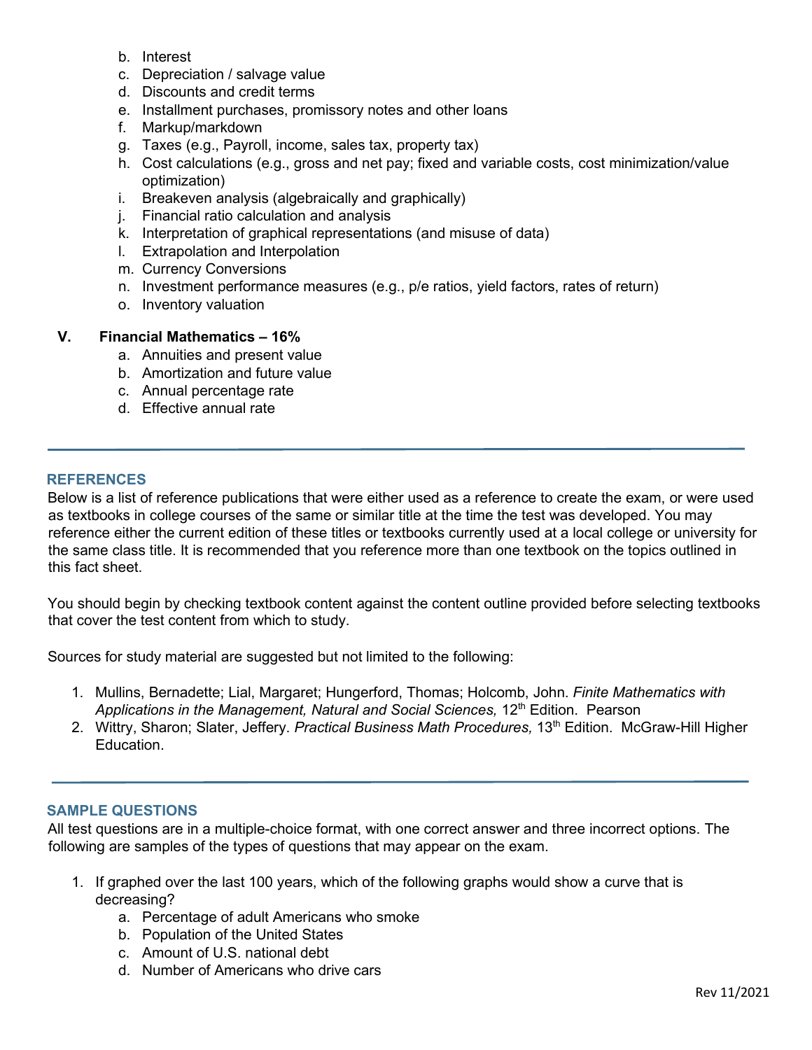b. Interest
c. Depreciation / salvage value
d. Discounts and credit terms
e. Installment purchases, promissory notes and other loans
f. Markup/markdown
g. Taxes (e.g., Payroll, income, sales tax, property tax)
h. Cost calculations (e.g., gross and net pay; fixed and variable costs, cost minimization/value optimization)
i. Breakeven analysis (algebraically and graphically)
j. Financial ratio calculation and analysis
k. Interpretation of graphical representations (and misuse of data)
l. Extrapolation and Interpolation
m. Currency Conversions
n. Investment performance measures (e.g., p/e ratios, yield factors, rates of return)
o. Inventory valuation

**V. Financial Mathematics – 16%**

a. Annuities and present value
b. Amortization and future value
c. Annual percentage rate
d. Effective annual rate

## REFERENCES

Below is a list of reference publications that were either used as a reference to create the exam, or were used as textbooks in college courses of the same or similar title at the time the test was developed. You may reference either the current edition of these titles or textbooks currently used at a local college or university for the same class title. It is recommended that you reference more than one textbook on the topics outlined in this fact sheet.

You should begin by checking textbook content against the content outline provided before selecting textbooks that cover the test content from which to study.

Sources for study material are suggested but not limited to the following:

1. Mullins, Bernadette; Lial, Margaret; Hungerford, Thomas; Holcomb, John. *Finite Mathematics with Applications in the Management, Natural and Social Sciences,* 12th Edition. Pearson
2. Wittry, Sharon; Slater, Jeffery. *Practical Business Math Procedures,* 13th Edition. McGraw-Hill Higher Education.

## SAMPLE QUESTIONS

All test questions are in a multiple-choice format, with one correct answer and three incorrect options. The following are samples of the types of questions that may appear on the exam.

1. If graphed over the last 100 years, which of the following graphs would show a curve that is decreasing?
   a. Percentage of adult Americans who smoke
   b. Population of the United States
   c. Amount of U.S. national debt
   d. Number of Americans who drive cars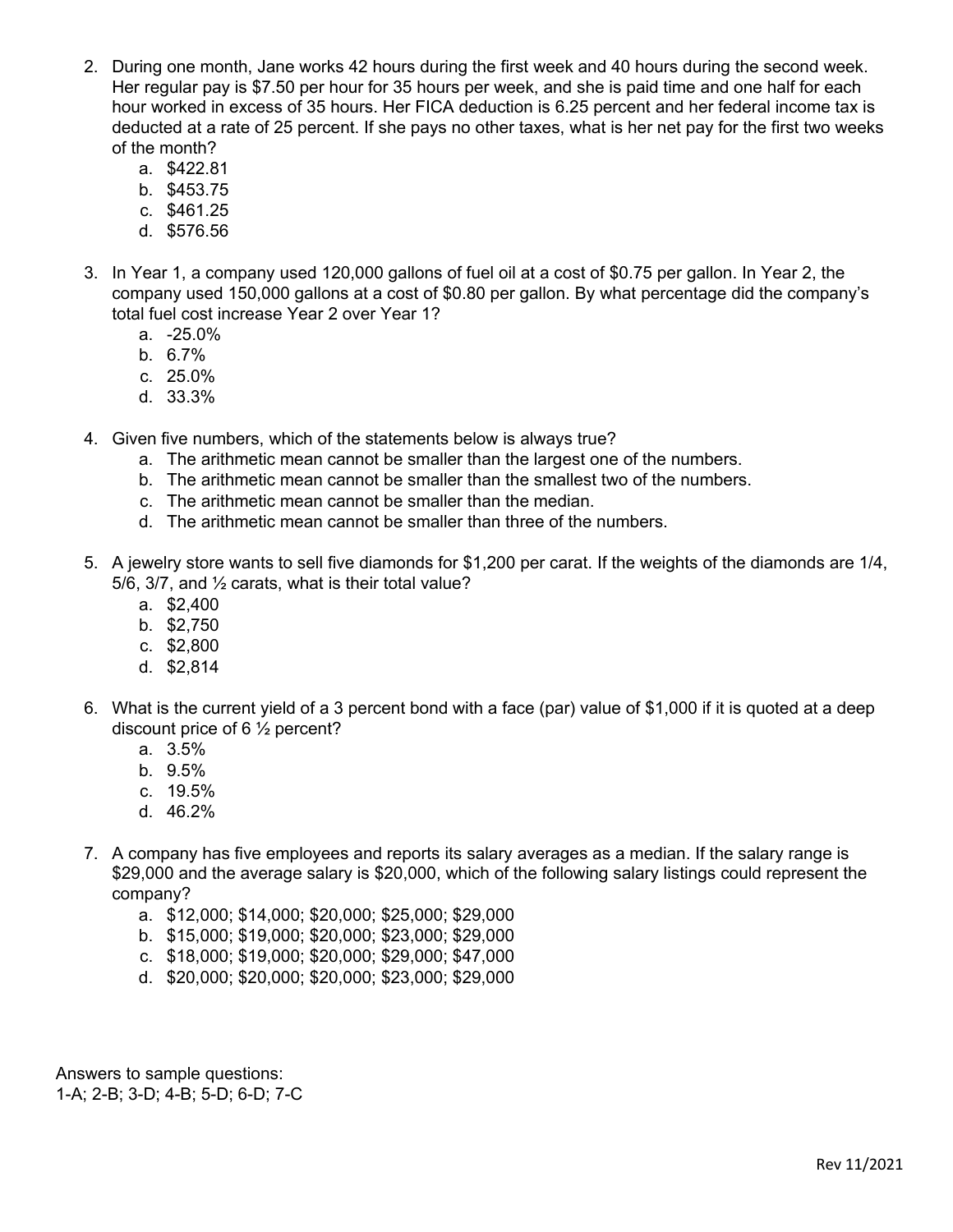2. During one month, Jane works 42 hours during the first week and 40 hours during the second week. Her regular pay is $7.50 per hour for 35 hours per week, and she is paid time and one half for each hour worked in excess of 35 hours. Her FICA deduction is 6.25 percent and her federal income tax is deducted at a rate of 25 percent. If she pays no other taxes, what is her net pay for the first two weeks of the month?
   a. $422.81
   b. $453.75
   c. $461.25
   d. $576.56

3. In Year 1, a company used 120,000 gallons of fuel oil at a cost of $0.75 per gallon. In Year 2, the company used 150,000 gallons at a cost of $0.80 per gallon. By what percentage did the company's total fuel cost increase Year 2 over Year 1?
   a. -25.0%
   b. 6.7%
   c. 25.0%
   d. 33.3%

4. Given five numbers, which of the statements below is always true?
   a. The arithmetic mean cannot be smaller than the largest one of the numbers.
   b. The arithmetic mean cannot be smaller than the smallest two of the numbers.
   c. The arithmetic mean cannot be smaller than the median.
   d. The arithmetic mean cannot be smaller than three of the numbers.

5. A jewelry store wants to sell five diamonds for $1,200 per carat. If the weights of the diamonds are 1/4, 5/6, 3/7, and ½ carats, what is their total value?
   a. $2,400
   b. $2,750
   c. $2,800
   d. $2,814

6. What is the current yield of a 3 percent bond with a face (par) value of $1,000 if it is quoted at a deep discount price of 6 ½ percent?
   a. 3.5%
   b. 9.5%
   c. 19.5%
   d. 46.2%

7. A company has five employees and reports its salary averages as a median. If the salary range is $29,000 and the average salary is $20,000, which of the following salary listings could represent the company?
   a. $12,000; $14,000; $20,000; $25,000; $29,000
   b. $15,000; $19,000; $20,000; $23,000; $29,000
   c. $18,000; $19,000; $20,000; $29,000; $47,000
   d. $20,000; $20,000; $20,000; $23,000; $29,000

Answers to sample questions:
1-A; 2-B; 3-D; 4-B; 5-D; 6-D; 7-C

Rev 11/2021